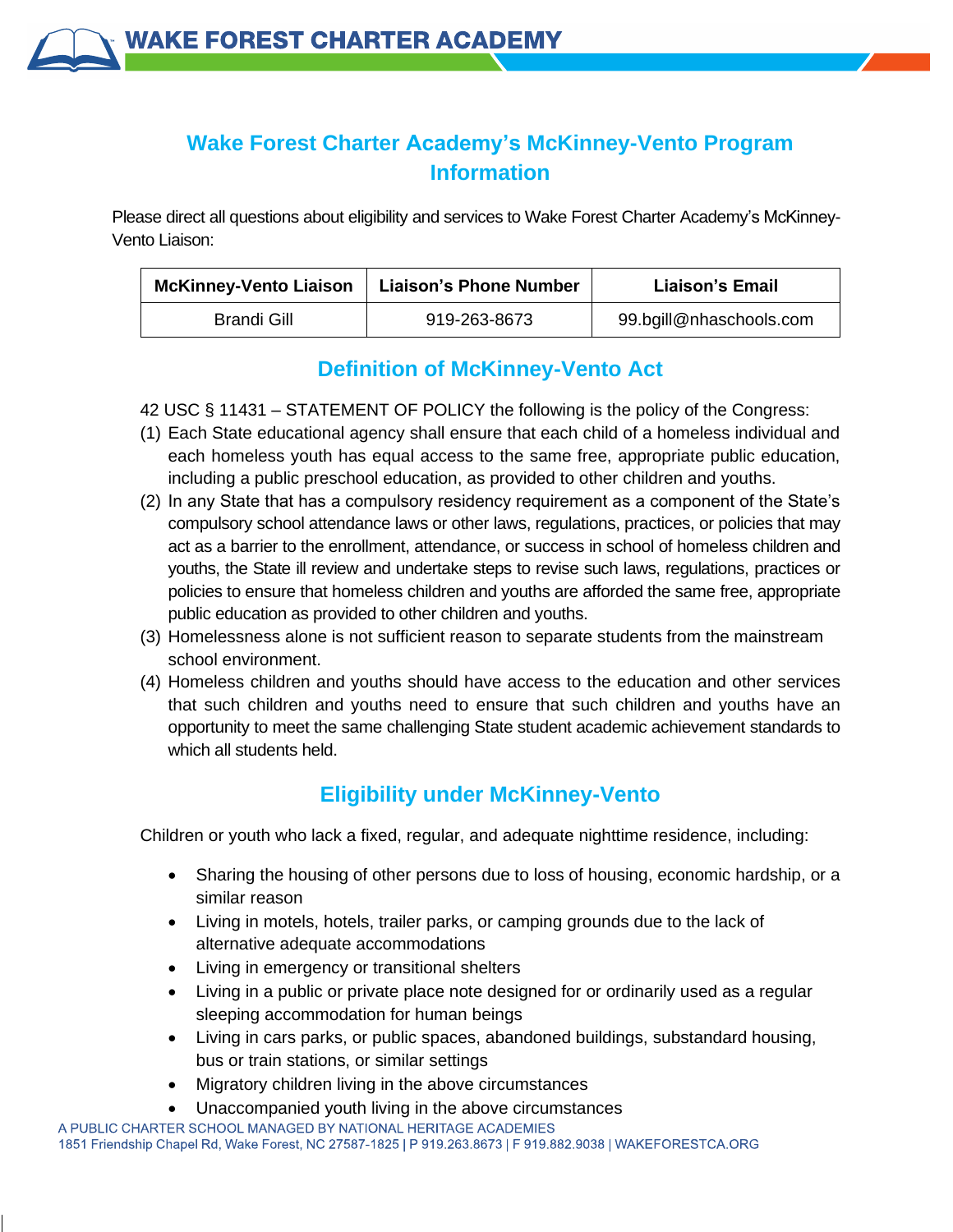# Wake Forest Charter Academy's McKinney-Vento Program Information

Please direct all questions about eligibility and services to Wake Forest Charter Academy's McKinney-Vento Liaison:

| McKinney-Vento Liaison | Liaison's Phone Number | Liaison's Email |
| --- | --- | --- |
| Brandi Gill | 919-263-8673 | 99.bgill@nhaschools.com |

## Definition of McKinney-Vento Act

42 USC § 11431 – STATEMENT OF POLICY the following is the policy of the Congress:

(1) Each State educational agency shall ensure that each child of a homeless individual and each homeless youth has equal access to the same free, appropriate public education, including a public preschool education, as provided to other children and youths.

(2) In any State that has a compulsory residency requirement as a component of the State's compulsory school attendance laws or other laws, regulations, practices, or policies that may act as a barrier to the enrollment, attendance, or success in school of homeless children and youths, the State ill review and undertake steps to revise such laws, regulations, practices or policies to ensure that homeless children and youths are afforded the same free, appropriate public education as provided to other children and youths.

(3) Homelessness alone is not sufficient reason to separate students from the mainstream school environment.

(4) Homeless children and youths should have access to the education and other services that such children and youths need to ensure that such children and youths have an opportunity to meet the same challenging State student academic achievement standards to which all students held.

## Eligibility under McKinney-Vento

Children or youth who lack a fixed, regular, and adequate nighttime residence, including:

- Sharing the housing of other persons due to loss of housing, economic hardship, or a similar reason
- Living in motels, hotels, trailer parks, or camping grounds due to the lack of alternative adequate accommodations
- Living in emergency or transitional shelters
- Living in a public or private place note designed for or ordinarily used as a regular sleeping accommodation for human beings
- Living in cars parks, or public spaces, abandoned buildings, substandard housing, bus or train stations, or similar settings
- Migratory children living in the above circumstances
- Unaccompanied youth living in the above circumstances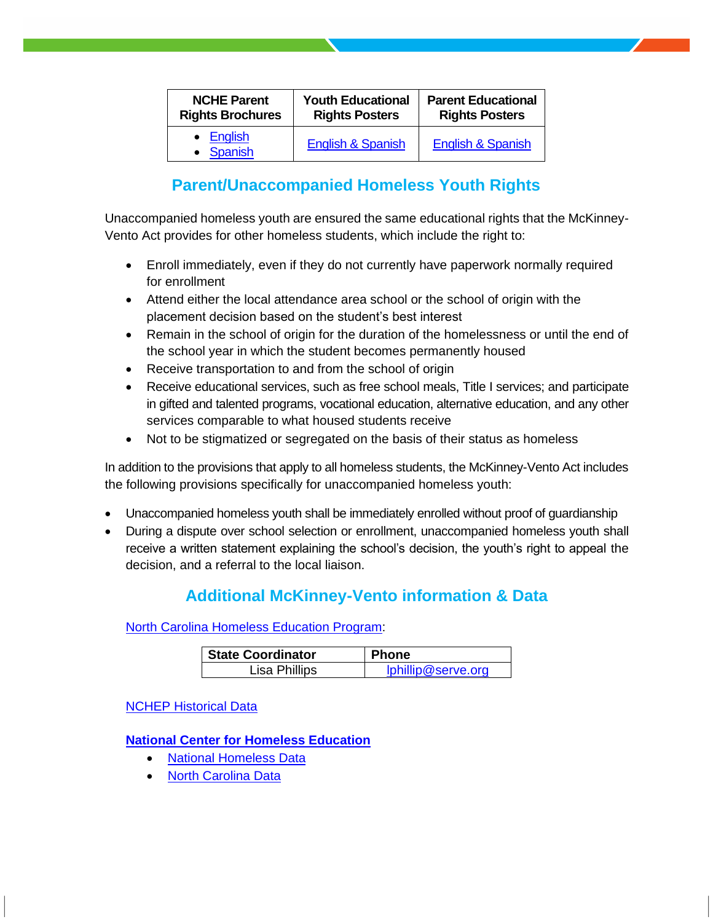| NCHE Parent Rights Brochures | Youth Educational Rights Posters | Parent Educational Rights Posters |
|---|---|---|
| • English<br>• Spanish | English & Spanish | English & Spanish |

## Parent/Unaccompanied Homeless Youth Rights

Unaccompanied homeless youth are ensured the same educational rights that the McKinney-Vento Act provides for other homeless students, which include the right to:

- Enroll immediately, even if they do not currently have paperwork normally required for enrollment
- Attend either the local attendance area school or the school of origin with the placement decision based on the student's best interest
- Remain in the school of origin for the duration of the homelessness or until the end of the school year in which the student becomes permanently housed
- Receive transportation to and from the school of origin
- Receive educational services, such as free school meals, Title I services; and participate in gifted and talented programs, vocational education, alternative education, and any other services comparable to what housed students receive
- Not to be stigmatized or segregated on the basis of their status as homeless

In addition to the provisions that apply to all homeless students, the McKinney-Vento Act includes the following provisions specifically for unaccompanied homeless youth:

- Unaccompanied homeless youth shall be immediately enrolled without proof of guardianship
- During a dispute over school selection or enrollment, unaccompanied homeless youth shall receive a written statement explaining the school's decision, the youth's right to appeal the decision, and a referral to the local liaison.

## Additional McKinney-Vento information & Data

North Carolina Homeless Education Program:

| State Coordinator | Phone |
|---|---|
| Lisa Phillips | lphillip@serve.org |

NCHEP Historical Data

**National Center for Homeless Education**

- National Homeless Data
- North Carolina Data